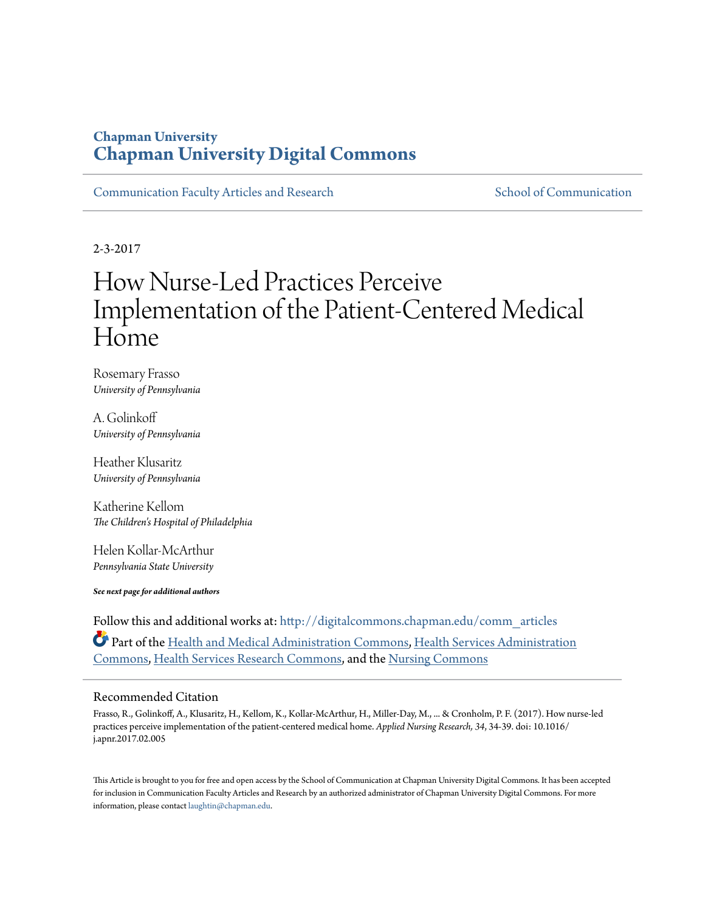Chapman University

# Chapman University Digital Commons

Communication Faculty Articles and Research

School of Communication

2-3-2017

# How Nurse-Led Practices Perceive Implementation of the Patient-Centered Medical Home

Rosemary Frasso
*University of Pennsylvania*

A. Golinkoff
*University of Pennsylvania*

Heather Klusaritz
*University of Pennsylvania*

Katherine Kellom
*The Children's Hospital of Philadelphia*

Helen Kollar-McArthur
*Pennsylvania State University*

***See next page for additional authors***

Follow this and additional works at: http://digitalcommons.chapman.edu/comm_articles

Part of the Health and Medical Administration Commons, Health Services Administration Commons, Health Services Research Commons, and the Nursing Commons

## Recommended Citation

Frasso, R., Golinkoff, A., Klusaritz, H., Kellom, K., Kollar-McArthur, H., Miller-Day, M., ... & Cronholm, P. F. (2017). How nurse-led practices perceive implementation of the patient-centered medical home. *Applied Nursing Research, 34*, 34-39. doi: 10.1016/j.apnr.2017.02.005

This Article is brought to you for free and open access by the School of Communication at Chapman University Digital Commons. It has been accepted for inclusion in Communication Faculty Articles and Research by an authorized administrator of Chapman University Digital Commons. For more information, please contact laughtin@chapman.edu.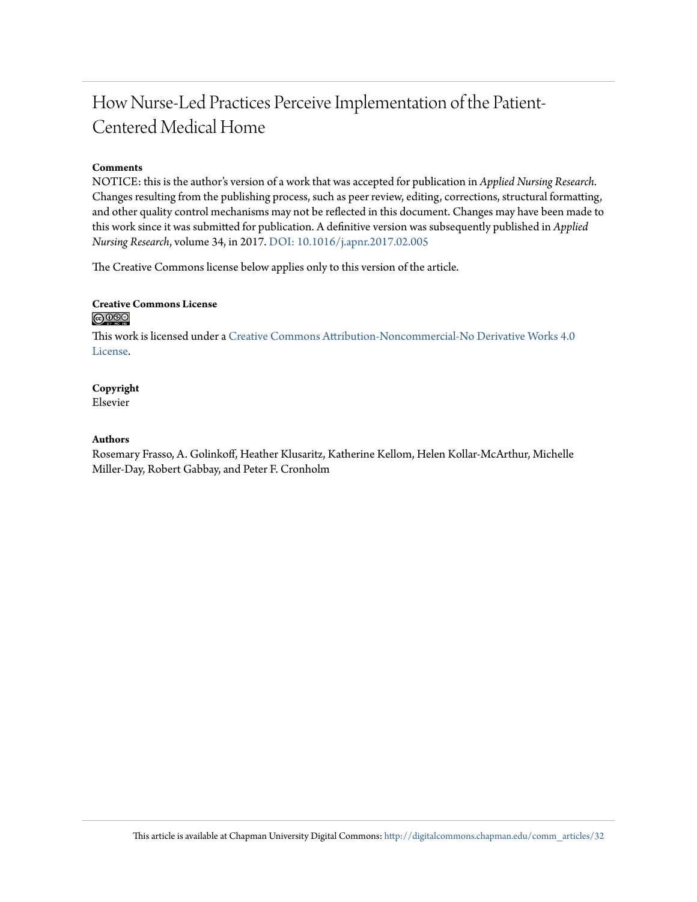# How Nurse-Led Practices Perceive Implementation of the Patient-Centered Medical Home

### Comments

NOTICE: this is the author's version of a work that was accepted for publication in *Applied Nursing Research*. Changes resulting from the publishing process, such as peer review, editing, corrections, structural formatting, and other quality control mechanisms may not be reflected in this document. Changes may have been made to this work since it was submitted for publication. A definitive version was subsequently published in *Applied Nursing Research*, volume 34, in 2017. DOI: 10.1016/j.apnr.2017.02.005

The Creative Commons license below applies only to this version of the article.

### Creative Commons License

This work is licensed under a Creative Commons Attribution-Noncommercial-No Derivative Works 4.0 License.

### Copyright

Elsevier

### Authors

Rosemary Frasso, A. Golinkoff, Heather Klusaritz, Katherine Kellom, Helen Kollar-McArthur, Michelle Miller-Day, Robert Gabbay, and Peter F. Cronholm

This article is available at Chapman University Digital Commons: http://digitalcommons.chapman.edu/comm_articles/32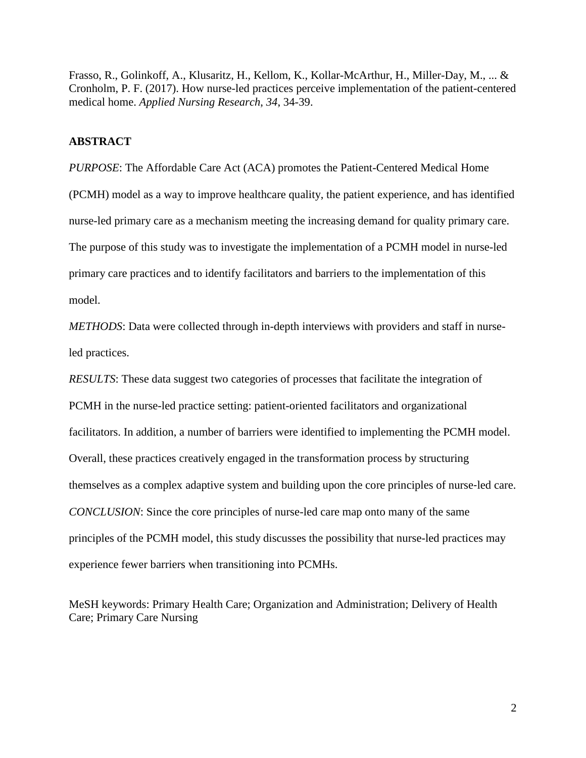Frasso, R., Golinkoff, A., Klusaritz, H., Kellom, K., Kollar-McArthur, H., Miller-Day, M., ... & Cronholm, P. F. (2017). How nurse-led practices perceive implementation of the patient-centered medical home. *Applied Nursing Research*, *34*, 34-39.

## ABSTRACT

*PURPOSE*: The Affordable Care Act (ACA) promotes the Patient-Centered Medical Home (PCMH) model as a way to improve healthcare quality, the patient experience, and has identified nurse-led primary care as a mechanism meeting the increasing demand for quality primary care. The purpose of this study was to investigate the implementation of a PCMH model in nurse-led primary care practices and to identify facilitators and barriers to the implementation of this model.

*METHODS*: Data were collected through in-depth interviews with providers and staff in nurse-led practices.

*RESULTS*: These data suggest two categories of processes that facilitate the integration of PCMH in the nurse-led practice setting: patient-oriented facilitators and organizational facilitators. In addition, a number of barriers were identified to implementing the PCMH model. Overall, these practices creatively engaged in the transformation process by structuring themselves as a complex adaptive system and building upon the core principles of nurse-led care.

*CONCLUSION*: Since the core principles of nurse-led care map onto many of the same principles of the PCMH model, this study discusses the possibility that nurse-led practices may experience fewer barriers when transitioning into PCMHs.

MeSH keywords: Primary Health Care; Organization and Administration; Delivery of Health Care; Primary Care Nursing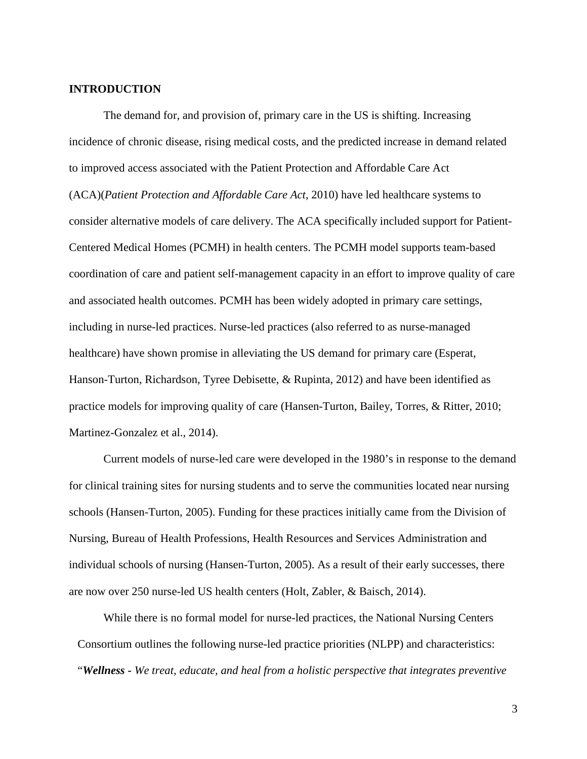## INTRODUCTION

The demand for, and provision of, primary care in the US is shifting. Increasing incidence of chronic disease, rising medical costs, and the predicted increase in demand related to improved access associated with the Patient Protection and Affordable Care Act (ACA)(*Patient Protection and Affordable Care Act*, 2010) have led healthcare systems to consider alternative models of care delivery. The ACA specifically included support for Patient-Centered Medical Homes (PCMH) in health centers. The PCMH model supports team-based coordination of care and patient self-management capacity in an effort to improve quality of care and associated health outcomes. PCMH has been widely adopted in primary care settings, including in nurse-led practices. Nurse-led practices (also referred to as nurse-managed healthcare) have shown promise in alleviating the US demand for primary care (Esperat, Hanson-Turton, Richardson, Tyree Debisette, & Rupinta, 2012) and have been identified as practice models for improving quality of care (Hansen-Turton, Bailey, Torres, & Ritter, 2010; Martinez-Gonzalez et al., 2014).

Current models of nurse-led care were developed in the 1980's in response to the demand for clinical training sites for nursing students and to serve the communities located near nursing schools (Hansen-Turton, 2005). Funding for these practices initially came from the Division of Nursing, Bureau of Health Professions, Health Resources and Services Administration and individual schools of nursing (Hansen-Turton, 2005). As a result of their early successes, there are now over 250 nurse-led US health centers (Holt, Zabler, & Baisch, 2014).

While there is no formal model for nurse-led practices, the National Nursing Centers Consortium outlines the following nurse-led practice priorities (NLPP) and characteristics: "***Wellness*** *- We treat, educate, and heal from a holistic perspective that integrates preventive*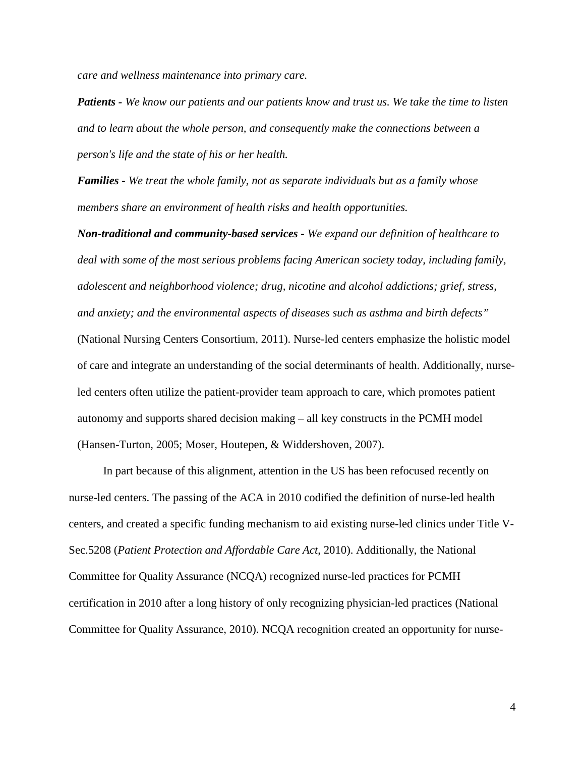*care and wellness maintenance into primary care.*

***Patients*** *- We know our patients and our patients know and trust us. We take the time to listen and to learn about the whole person, and consequently make the connections between a person's life and the state of his or her health.*

***Families*** *- We treat the whole family, not as separate individuals but as a family whose members share an environment of health risks and health opportunities.*

***Non-traditional and community-based services*** *- We expand our definition of healthcare to deal with some of the most serious problems facing American society today, including family, adolescent and neighborhood violence; drug, nicotine and alcohol addictions; grief, stress, and anxiety; and the environmental aspects of diseases such as asthma and birth defects"* (National Nursing Centers Consortium, 2011). Nurse-led centers emphasize the holistic model of care and integrate an understanding of the social determinants of health. Additionally, nurse-led centers often utilize the patient-provider team approach to care, which promotes patient autonomy and supports shared decision making – all key constructs in the PCMH model (Hansen-Turton, 2005; Moser, Houtepen, & Widdershoven, 2007).

In part because of this alignment, attention in the US has been refocused recently on nurse-led centers. The passing of the ACA in 2010 codified the definition of nurse-led health centers, and created a specific funding mechanism to aid existing nurse-led clinics under Title V-Sec.5208 (*Patient Protection and Affordable Care Act*, 2010). Additionally, the National Committee for Quality Assurance (NCQA) recognized nurse-led practices for PCMH certification in 2010 after a long history of only recognizing physician-led practices (National Committee for Quality Assurance, 2010). NCQA recognition created an opportunity for nurse-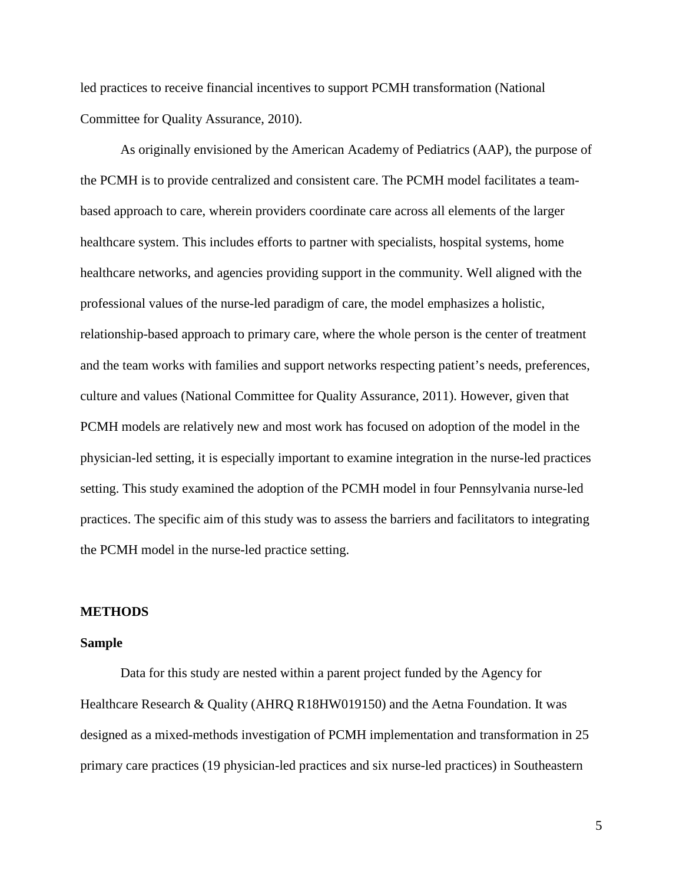led practices to receive financial incentives to support PCMH transformation (National Committee for Quality Assurance, 2010).

As originally envisioned by the American Academy of Pediatrics (AAP), the purpose of the PCMH is to provide centralized and consistent care. The PCMH model facilitates a team-based approach to care, wherein providers coordinate care across all elements of the larger healthcare system. This includes efforts to partner with specialists, hospital systems, home healthcare networks, and agencies providing support in the community. Well aligned with the professional values of the nurse-led paradigm of care, the model emphasizes a holistic, relationship-based approach to primary care, where the whole person is the center of treatment and the team works with families and support networks respecting patient's needs, preferences, culture and values (National Committee for Quality Assurance, 2011). However, given that PCMH models are relatively new and most work has focused on adoption of the model in the physician-led setting, it is especially important to examine integration in the nurse-led practices setting. This study examined the adoption of the PCMH model in four Pennsylvania nurse-led practices. The specific aim of this study was to assess the barriers and facilitators to integrating the PCMH model in the nurse-led practice setting.

## METHODS

### Sample

Data for this study are nested within a parent project funded by the Agency for Healthcare Research & Quality (AHRQ R18HW019150) and the Aetna Foundation. It was designed as a mixed-methods investigation of PCMH implementation and transformation in 25 primary care practices (19 physician-led practices and six nurse-led practices) in Southeastern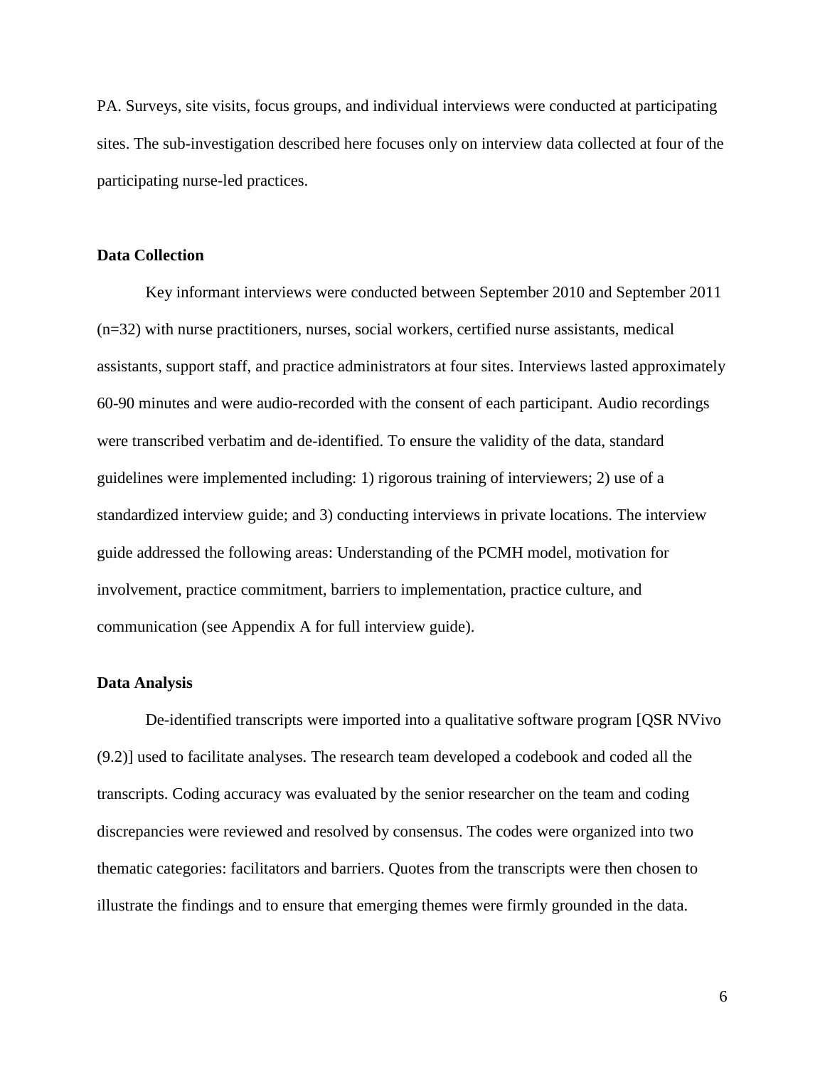PA. Surveys, site visits, focus groups, and individual interviews were conducted at participating sites. The sub-investigation described here focuses only on interview data collected at four of the participating nurse-led practices.

### Data Collection

Key informant interviews were conducted between September 2010 and September 2011 (n=32) with nurse practitioners, nurses, social workers, certified nurse assistants, medical assistants, support staff, and practice administrators at four sites. Interviews lasted approximately 60-90 minutes and were audio-recorded with the consent of each participant. Audio recordings were transcribed verbatim and de-identified. To ensure the validity of the data, standard guidelines were implemented including: 1) rigorous training of interviewers; 2) use of a standardized interview guide; and 3) conducting interviews in private locations. The interview guide addressed the following areas: Understanding of the PCMH model, motivation for involvement, practice commitment, barriers to implementation, practice culture, and communication (see Appendix A for full interview guide).

### Data Analysis

De-identified transcripts were imported into a qualitative software program [QSR NVivo (9.2)] used to facilitate analyses. The research team developed a codebook and coded all the transcripts. Coding accuracy was evaluated by the senior researcher on the team and coding discrepancies were reviewed and resolved by consensus. The codes were organized into two thematic categories: facilitators and barriers. Quotes from the transcripts were then chosen to illustrate the findings and to ensure that emerging themes were firmly grounded in the data.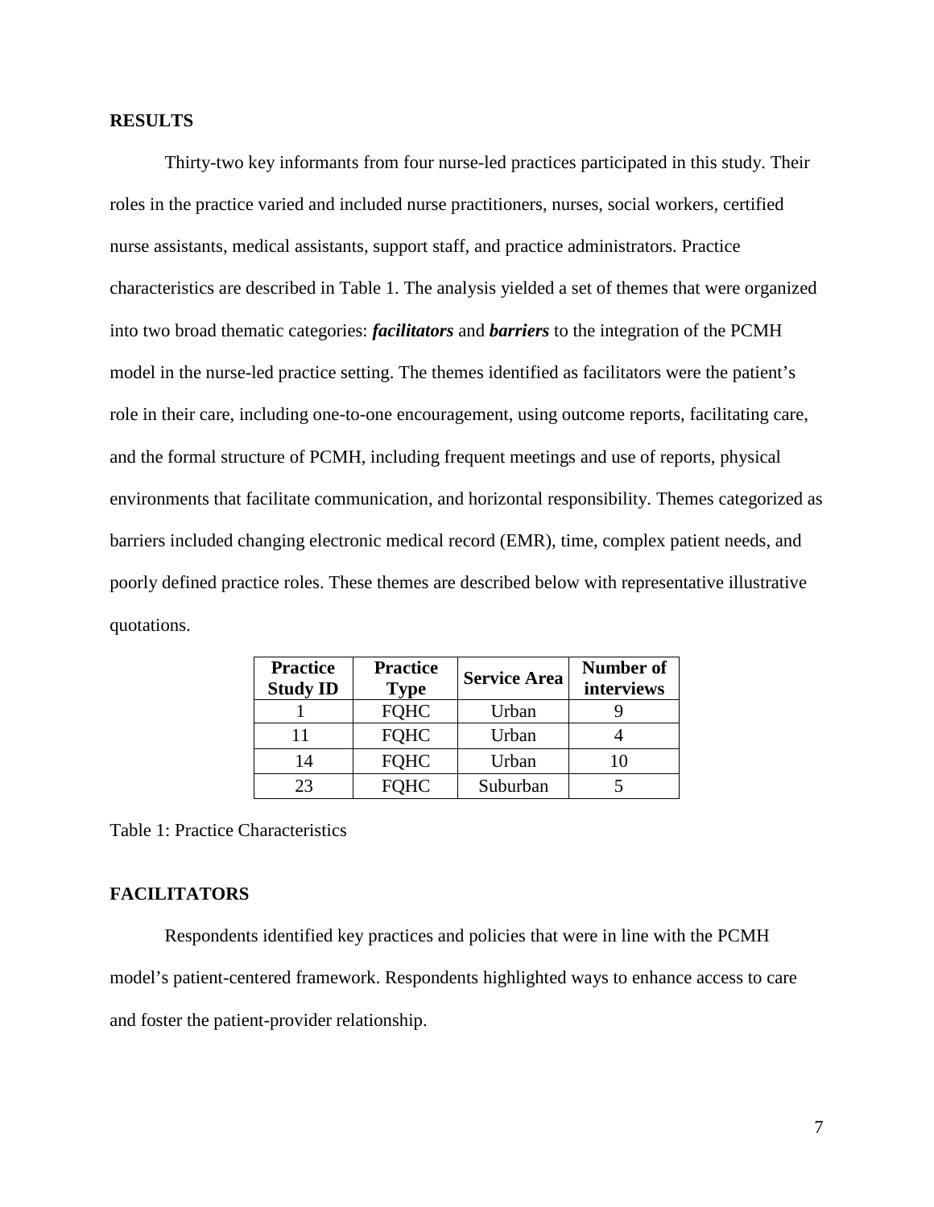## RESULTS

Thirty-two key informants from four nurse-led practices participated in this study. Their roles in the practice varied and included nurse practitioners, nurses, social workers, certified nurse assistants, medical assistants, support staff, and practice administrators. Practice characteristics are described in Table 1. The analysis yielded a set of themes that were organized into two broad thematic categories: ***facilitators*** and ***barriers*** to the integration of the PCMH model in the nurse-led practice setting. The themes identified as facilitators were the patient's role in their care, including one-to-one encouragement, using outcome reports, facilitating care, and the formal structure of PCMH, including frequent meetings and use of reports, physical environments that facilitate communication, and horizontal responsibility. Themes categorized as barriers included changing electronic medical record (EMR), time, complex patient needs, and poorly defined practice roles. These themes are described below with representative illustrative quotations.

| Practice Study ID | Practice Type | Service Area | Number of interviews |
|---|---|---|---|
| 1 | FQHC | Urban | 9 |
| 11 | FQHC | Urban | 4 |
| 14 | FQHC | Urban | 10 |
| 23 | FQHC | Suburban | 5 |

Table 1: Practice Characteristics

## FACILITATORS

Respondents identified key practices and policies that were in line with the PCMH model's patient-centered framework. Respondents highlighted ways to enhance access to care and foster the patient-provider relationship.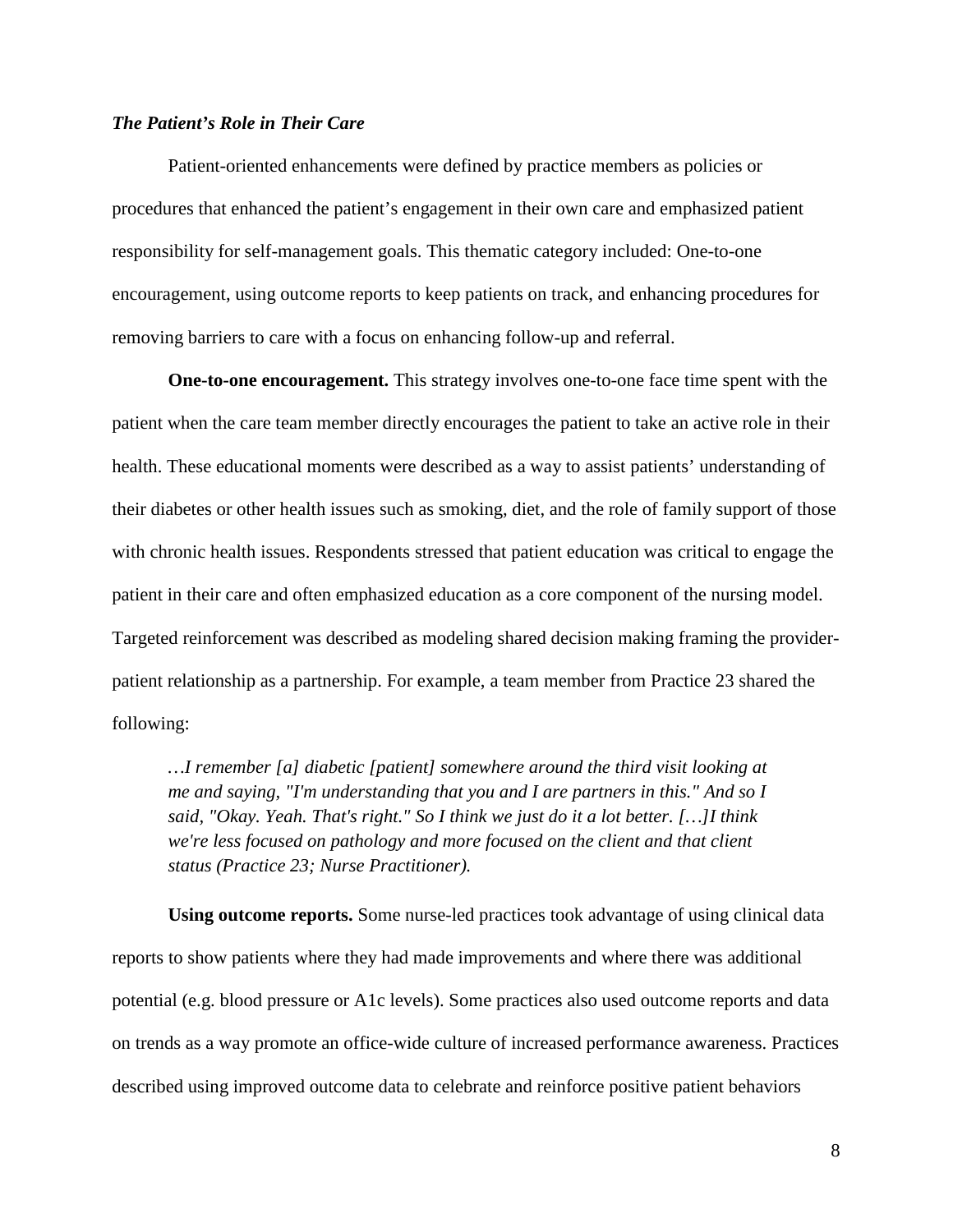### *The Patient's Role in Their Care*

Patient-oriented enhancements were defined by practice members as policies or procedures that enhanced the patient's engagement in their own care and emphasized patient responsibility for self-management goals. This thematic category included: One-to-one encouragement, using outcome reports to keep patients on track, and enhancing procedures for removing barriers to care with a focus on enhancing follow-up and referral.

**One-to-one encouragement.** This strategy involves one-to-one face time spent with the patient when the care team member directly encourages the patient to take an active role in their health. These educational moments were described as a way to assist patients' understanding of their diabetes or other health issues such as smoking, diet, and the role of family support of those with chronic health issues. Respondents stressed that patient education was critical to engage the patient in their care and often emphasized education as a core component of the nursing model. Targeted reinforcement was described as modeling shared decision making framing the provider-patient relationship as a partnership. For example, a team member from Practice 23 shared the following:

> *…I remember [a] diabetic [patient] somewhere around the third visit looking at me and saying, "I'm understanding that you and I are partners in this." And so I said, "Okay. Yeah. That's right." So I think we just do it a lot better. […]I think we're less focused on pathology and more focused on the client and that client status (Practice 23; Nurse Practitioner).*

**Using outcome reports.** Some nurse-led practices took advantage of using clinical data reports to show patients where they had made improvements and where there was additional potential (e.g. blood pressure or A1c levels). Some practices also used outcome reports and data on trends as a way promote an office-wide culture of increased performance awareness. Practices described using improved outcome data to celebrate and reinforce positive patient behaviors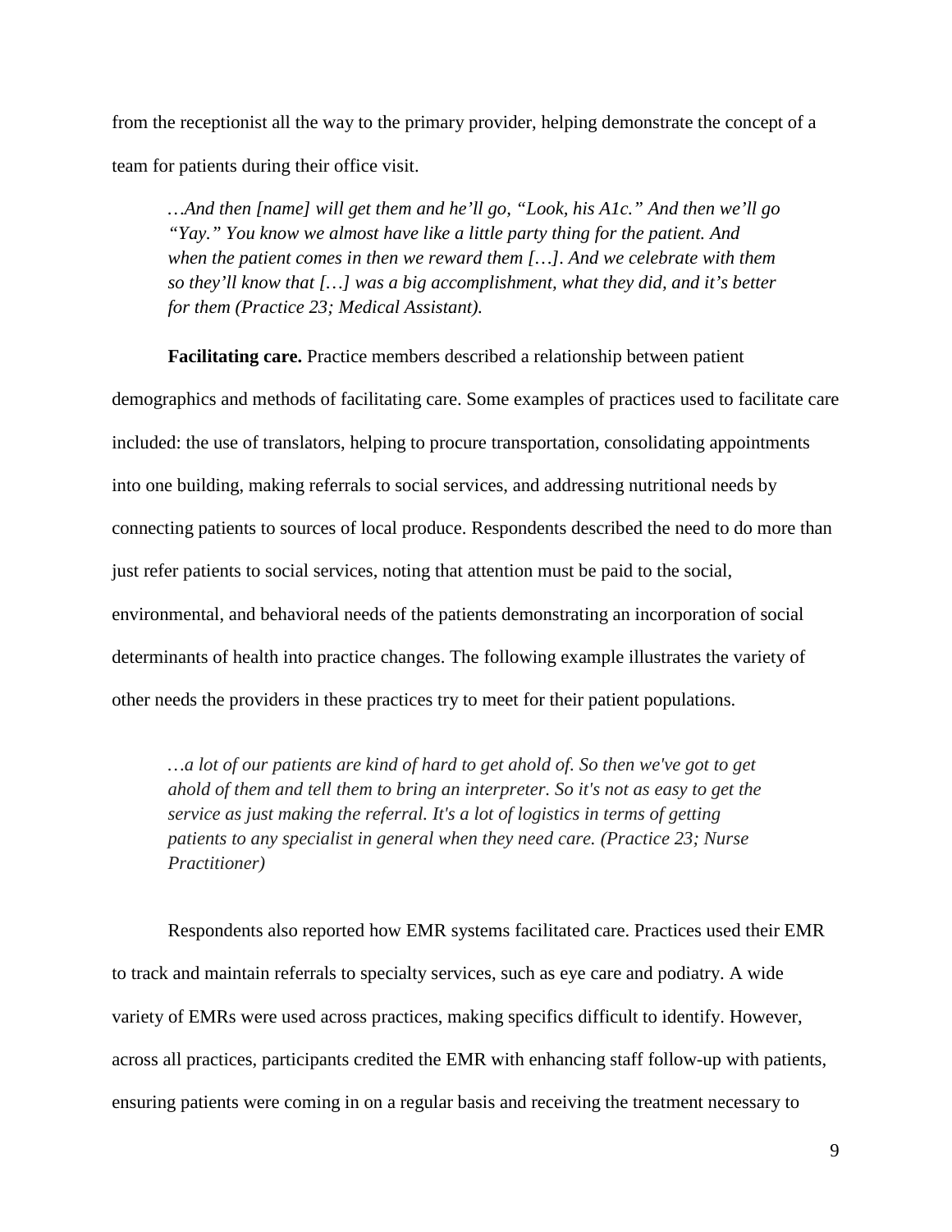from the receptionist all the way to the primary provider, helping demonstrate the concept of a team for patients during their office visit.

> *…And then [name] will get them and he'll go, "Look, his A1c." And then we'll go "Yay." You know we almost have like a little party thing for the patient. And when the patient comes in then we reward them […]. And we celebrate with them so they'll know that […] was a big accomplishment, what they did, and it's better for them (Practice 23; Medical Assistant).*

**Facilitating care.** Practice members described a relationship between patient demographics and methods of facilitating care. Some examples of practices used to facilitate care included: the use of translators, helping to procure transportation, consolidating appointments into one building, making referrals to social services, and addressing nutritional needs by connecting patients to sources of local produce. Respondents described the need to do more than just refer patients to social services, noting that attention must be paid to the social, environmental, and behavioral needs of the patients demonstrating an incorporation of social determinants of health into practice changes. The following example illustrates the variety of other needs the providers in these practices try to meet for their patient populations.

> *…a lot of our patients are kind of hard to get ahold of. So then we've got to get ahold of them and tell them to bring an interpreter. So it's not as easy to get the service as just making the referral. It's a lot of logistics in terms of getting patients to any specialist in general when they need care. (Practice 23; Nurse Practitioner)*

Respondents also reported how EMR systems facilitated care. Practices used their EMR to track and maintain referrals to specialty services, such as eye care and podiatry. A wide variety of EMRs were used across practices, making specifics difficult to identify. However, across all practices, participants credited the EMR with enhancing staff follow-up with patients, ensuring patients were coming in on a regular basis and receiving the treatment necessary to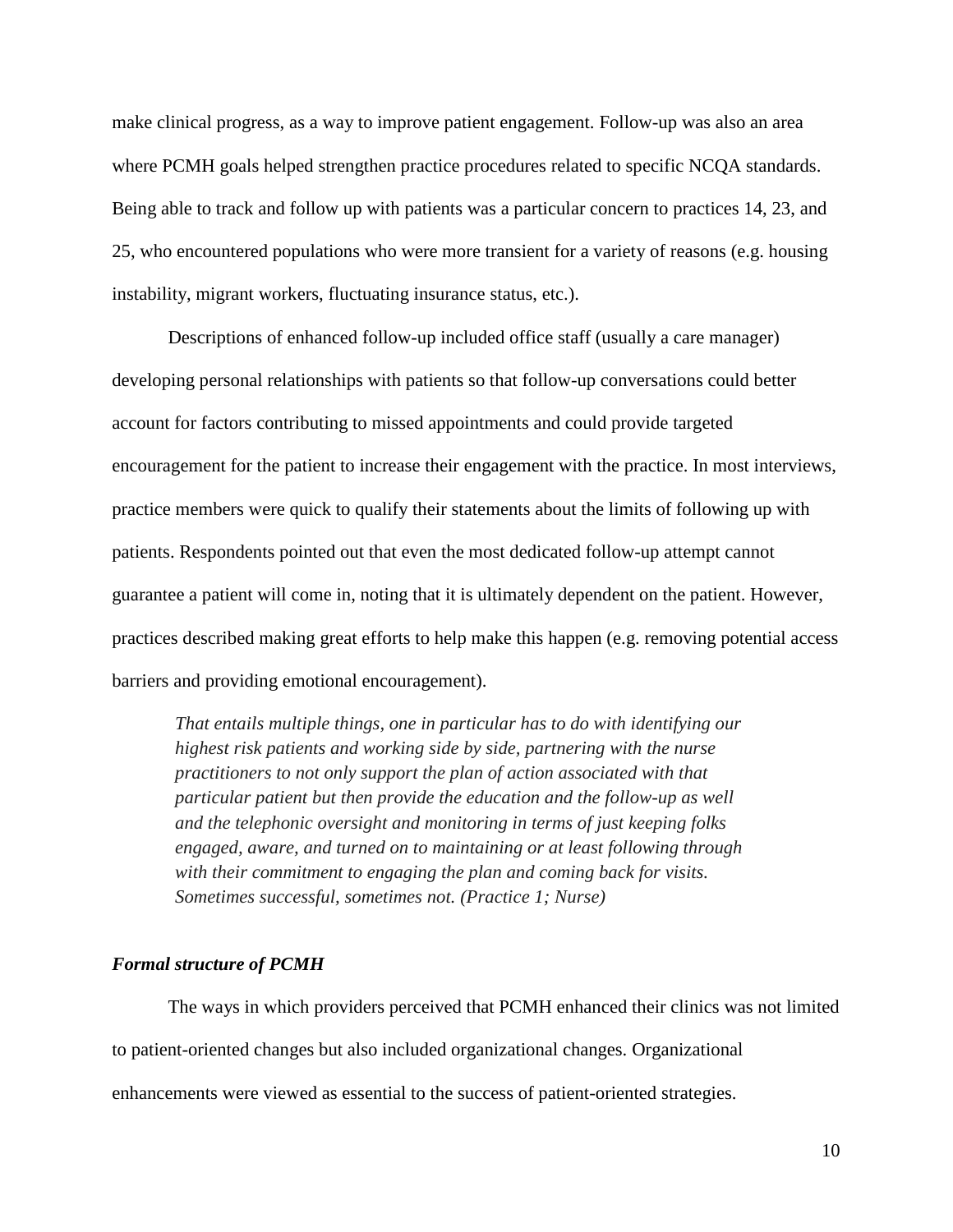make clinical progress, as a way to improve patient engagement. Follow-up was also an area where PCMH goals helped strengthen practice procedures related to specific NCQA standards. Being able to track and follow up with patients was a particular concern to practices 14, 23, and 25, who encountered populations who were more transient for a variety of reasons (e.g. housing instability, migrant workers, fluctuating insurance status, etc.).

Descriptions of enhanced follow-up included office staff (usually a care manager) developing personal relationships with patients so that follow-up conversations could better account for factors contributing to missed appointments and could provide targeted encouragement for the patient to increase their engagement with the practice. In most interviews, practice members were quick to qualify their statements about the limits of following up with patients. Respondents pointed out that even the most dedicated follow-up attempt cannot guarantee a patient will come in, noting that it is ultimately dependent on the patient. However, practices described making great efforts to help make this happen (e.g. removing potential access barriers and providing emotional encouragement).

> *That entails multiple things, one in particular has to do with identifying our highest risk patients and working side by side, partnering with the nurse practitioners to not only support the plan of action associated with that particular patient but then provide the education and the follow-up as well and the telephonic oversight and monitoring in terms of just keeping folks engaged, aware, and turned on to maintaining or at least following through with their commitment to engaging the plan and coming back for visits. Sometimes successful, sometimes not. (Practice 1; Nurse)*

### *Formal structure of PCMH*

The ways in which providers perceived that PCMH enhanced their clinics was not limited to patient-oriented changes but also included organizational changes. Organizational enhancements were viewed as essential to the success of patient-oriented strategies.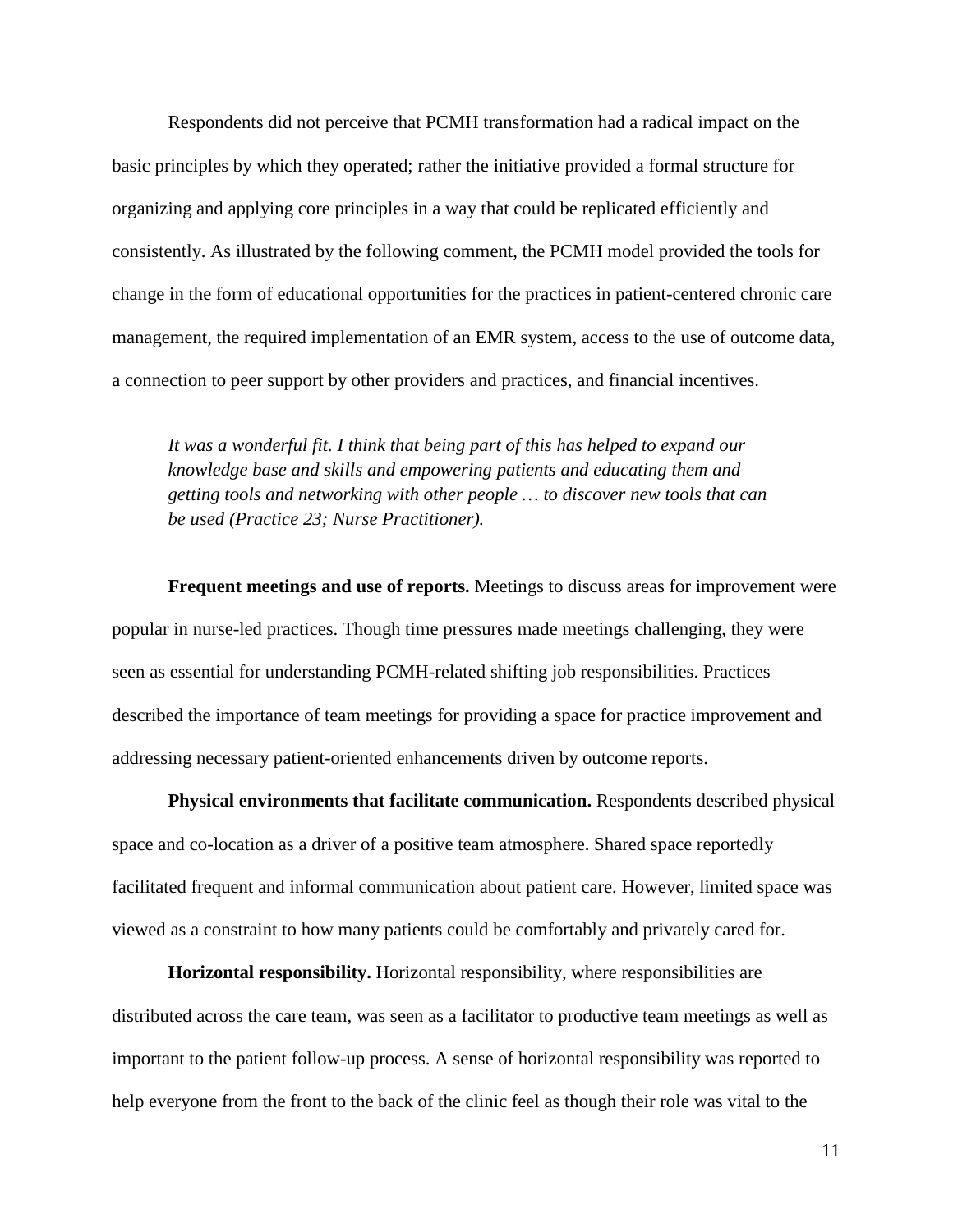Respondents did not perceive that PCMH transformation had a radical impact on the basic principles by which they operated; rather the initiative provided a formal structure for organizing and applying core principles in a way that could be replicated efficiently and consistently. As illustrated by the following comment, the PCMH model provided the tools for change in the form of educational opportunities for the practices in patient-centered chronic care management, the required implementation of an EMR system, access to the use of outcome data, a connection to peer support by other providers and practices, and financial incentives.

> *It was a wonderful fit. I think that being part of this has helped to expand our knowledge base and skills and empowering patients and educating them and getting tools and networking with other people … to discover new tools that can be used (Practice 23; Nurse Practitioner).*

**Frequent meetings and use of reports.** Meetings to discuss areas for improvement were popular in nurse-led practices. Though time pressures made meetings challenging, they were seen as essential for understanding PCMH-related shifting job responsibilities. Practices described the importance of team meetings for providing a space for practice improvement and addressing necessary patient-oriented enhancements driven by outcome reports.

**Physical environments that facilitate communication.** Respondents described physical space and co-location as a driver of a positive team atmosphere. Shared space reportedly facilitated frequent and informal communication about patient care. However, limited space was viewed as a constraint to how many patients could be comfortably and privately cared for.

**Horizontal responsibility.** Horizontal responsibility, where responsibilities are distributed across the care team, was seen as a facilitator to productive team meetings as well as important to the patient follow-up process. A sense of horizontal responsibility was reported to help everyone from the front to the back of the clinic feel as though their role was vital to the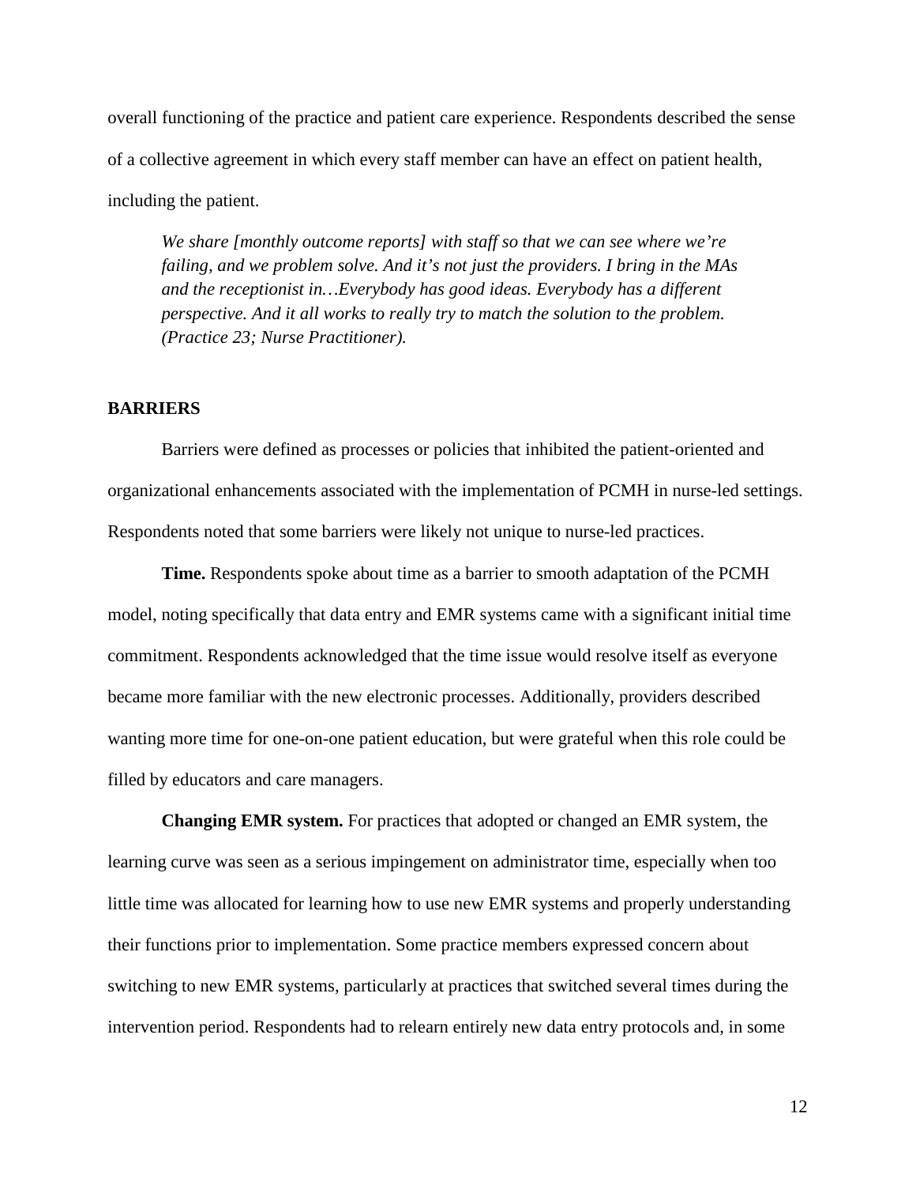overall functioning of the practice and patient care experience. Respondents described the sense of a collective agreement in which every staff member can have an effect on patient health, including the patient.

> *We share [monthly outcome reports] with staff so that we can see where we're failing, and we problem solve. And it's not just the providers. I bring in the MAs and the receptionist in…Everybody has good ideas. Everybody has a different perspective. And it all works to really try to match the solution to the problem. (Practice 23; Nurse Practitioner).*

## BARRIERS

Barriers were defined as processes or policies that inhibited the patient-oriented and organizational enhancements associated with the implementation of PCMH in nurse-led settings. Respondents noted that some barriers were likely not unique to nurse-led practices.

**Time.** Respondents spoke about time as a barrier to smooth adaptation of the PCMH model, noting specifically that data entry and EMR systems came with a significant initial time commitment. Respondents acknowledged that the time issue would resolve itself as everyone became more familiar with the new electronic processes. Additionally, providers described wanting more time for one-on-one patient education, but were grateful when this role could be filled by educators and care managers.

**Changing EMR system.** For practices that adopted or changed an EMR system, the learning curve was seen as a serious impingement on administrator time, especially when too little time was allocated for learning how to use new EMR systems and properly understanding their functions prior to implementation. Some practice members expressed concern about switching to new EMR systems, particularly at practices that switched several times during the intervention period. Respondents had to relearn entirely new data entry protocols and, in some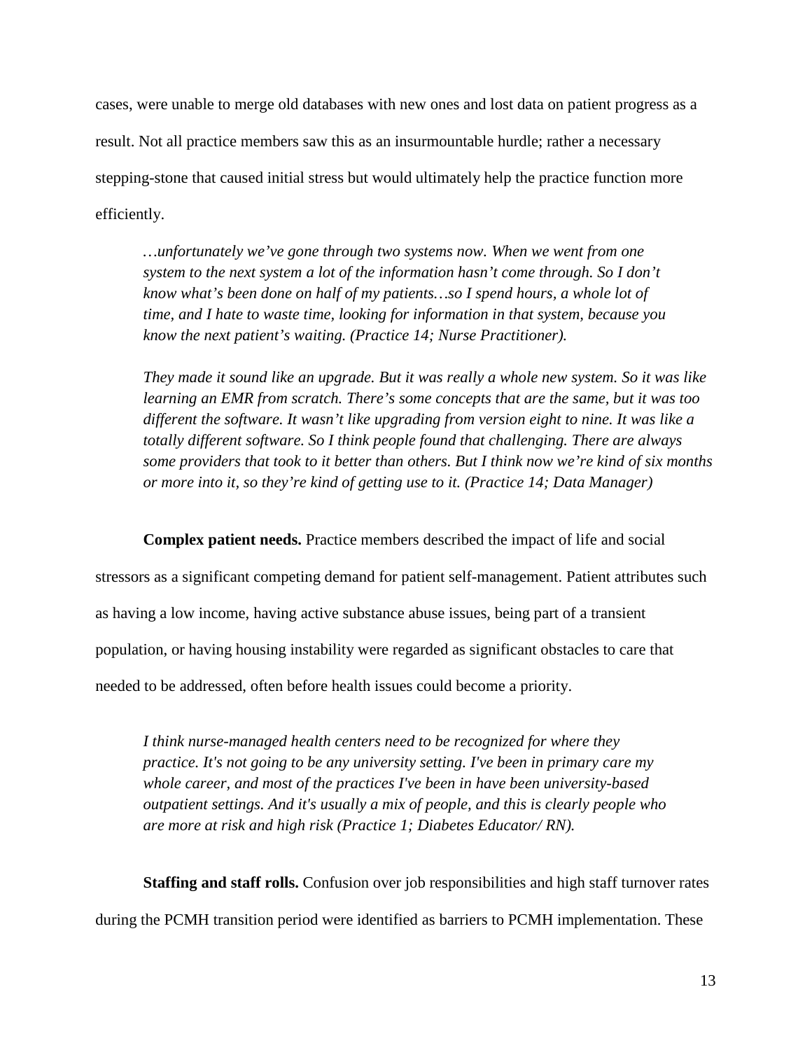cases, were unable to merge old databases with new ones and lost data on patient progress as a result. Not all practice members saw this as an insurmountable hurdle; rather a necessary stepping-stone that caused initial stress but would ultimately help the practice function more efficiently.

> *…unfortunately we've gone through two systems now. When we went from one system to the next system a lot of the information hasn't come through. So I don't know what's been done on half of my patients…so I spend hours, a whole lot of time, and I hate to waste time, looking for information in that system, because you know the next patient's waiting. (Practice 14; Nurse Practitioner).*

> *They made it sound like an upgrade. But it was really a whole new system. So it was like learning an EMR from scratch. There's some concepts that are the same, but it was too different the software. It wasn't like upgrading from version eight to nine. It was like a totally different software. So I think people found that challenging. There are always some providers that took to it better than others. But I think now we're kind of six months or more into it, so they're kind of getting use to it. (Practice 14; Data Manager)*

**Complex patient needs.** Practice members described the impact of life and social stressors as a significant competing demand for patient self-management. Patient attributes such as having a low income, having active substance abuse issues, being part of a transient population, or having housing instability were regarded as significant obstacles to care that needed to be addressed, often before health issues could become a priority.

> *I think nurse-managed health centers need to be recognized for where they practice. It's not going to be any university setting. I've been in primary care my whole career, and most of the practices I've been in have been university-based outpatient settings. And it's usually a mix of people, and this is clearly people who are more at risk and high risk (Practice 1; Diabetes Educator/ RN).*

**Staffing and staff rolls.** Confusion over job responsibilities and high staff turnover rates during the PCMH transition period were identified as barriers to PCMH implementation. These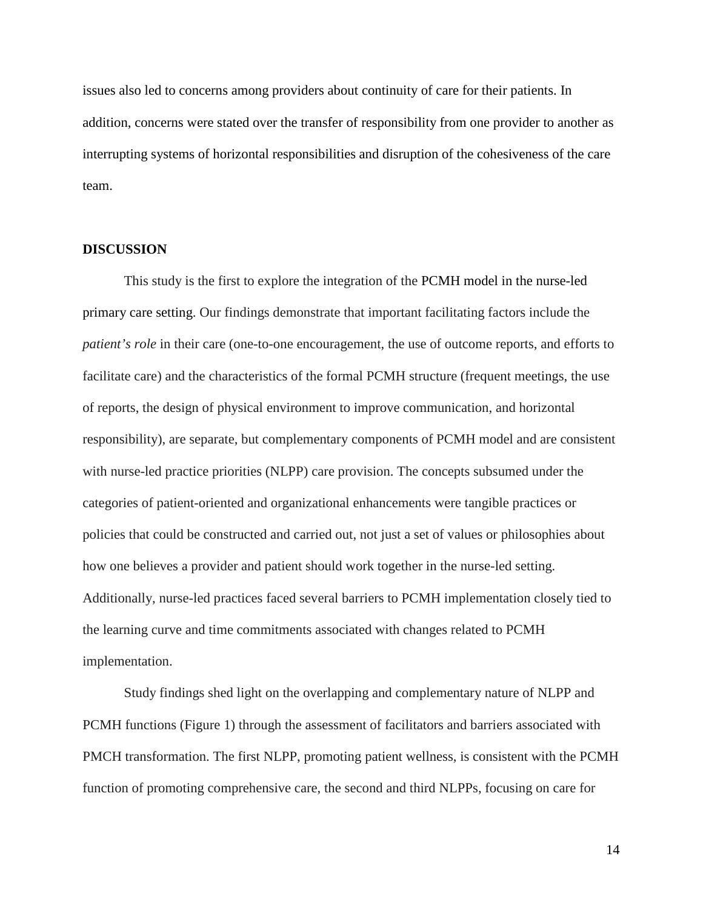issues also led to concerns among providers about continuity of care for their patients. In addition, concerns were stated over the transfer of responsibility from one provider to another as interrupting systems of horizontal responsibilities and disruption of the cohesiveness of the care team.

## DISCUSSION

This study is the first to explore the integration of the PCMH model in the nurse-led primary care setting. Our findings demonstrate that important facilitating factors include the *patient's role* in their care (one-to-one encouragement, the use of outcome reports, and efforts to facilitate care) and the characteristics of the formal PCMH structure (frequent meetings, the use of reports, the design of physical environment to improve communication, and horizontal responsibility), are separate, but complementary components of PCMH model and are consistent with nurse-led practice priorities (NLPP) care provision. The concepts subsumed under the categories of patient-oriented and organizational enhancements were tangible practices or policies that could be constructed and carried out, not just a set of values or philosophies about how one believes a provider and patient should work together in the nurse-led setting. Additionally, nurse-led practices faced several barriers to PCMH implementation closely tied to the learning curve and time commitments associated with changes related to PCMH implementation.

Study findings shed light on the overlapping and complementary nature of NLPP and PCMH functions (Figure 1) through the assessment of facilitators and barriers associated with PMCH transformation. The first NLPP, promoting patient wellness, is consistent with the PCMH function of promoting comprehensive care, the second and third NLPPs, focusing on care for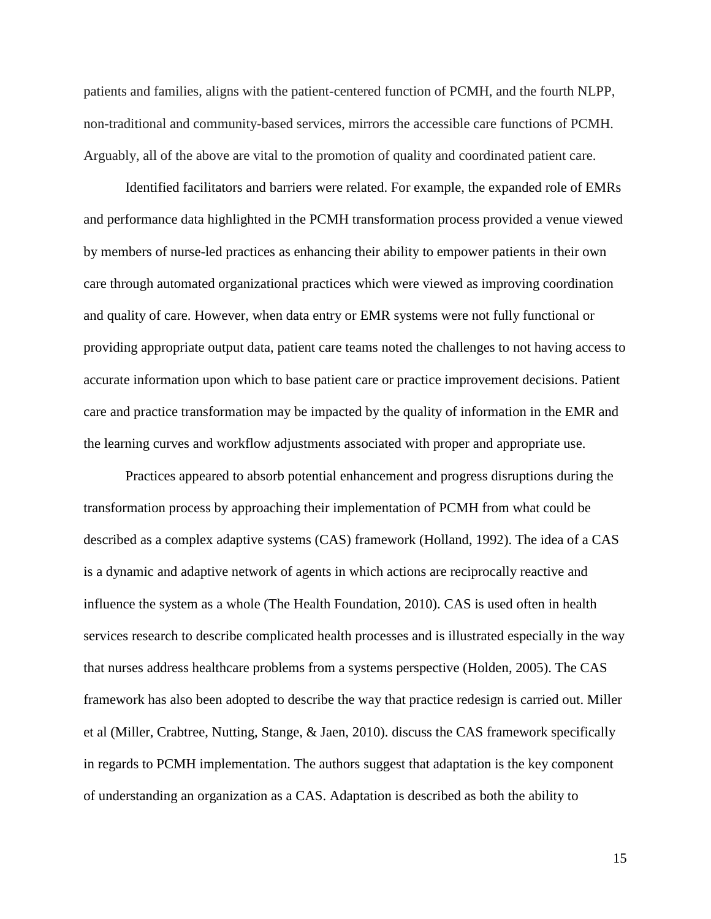patients and families, aligns with the patient-centered function of PCMH, and the fourth NLPP, non-traditional and community-based services, mirrors the accessible care functions of PCMH. Arguably, all of the above are vital to the promotion of quality and coordinated patient care.

Identified facilitators and barriers were related. For example, the expanded role of EMRs and performance data highlighted in the PCMH transformation process provided a venue viewed by members of nurse-led practices as enhancing their ability to empower patients in their own care through automated organizational practices which were viewed as improving coordination and quality of care. However, when data entry or EMR systems were not fully functional or providing appropriate output data, patient care teams noted the challenges to not having access to accurate information upon which to base patient care or practice improvement decisions. Patient care and practice transformation may be impacted by the quality of information in the EMR and the learning curves and workflow adjustments associated with proper and appropriate use.

Practices appeared to absorb potential enhancement and progress disruptions during the transformation process by approaching their implementation of PCMH from what could be described as a complex adaptive systems (CAS) framework (Holland, 1992). The idea of a CAS is a dynamic and adaptive network of agents in which actions are reciprocally reactive and influence the system as a whole (The Health Foundation, 2010). CAS is used often in health services research to describe complicated health processes and is illustrated especially in the way that nurses address healthcare problems from a systems perspective (Holden, 2005). The CAS framework has also been adopted to describe the way that practice redesign is carried out. Miller et al (Miller, Crabtree, Nutting, Stange, & Jaen, 2010). discuss the CAS framework specifically in regards to PCMH implementation. The authors suggest that adaptation is the key component of understanding an organization as a CAS. Adaptation is described as both the ability to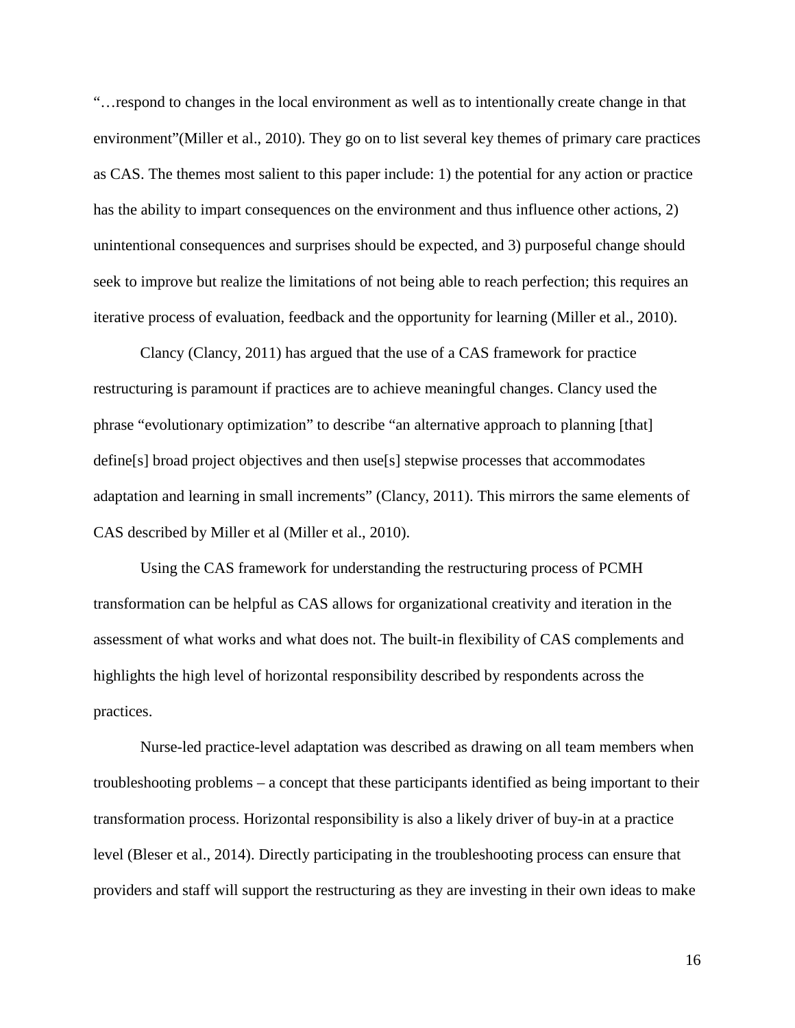"…respond to changes in the local environment as well as to intentionally create change in that environment"(Miller et al., 2010). They go on to list several key themes of primary care practices as CAS. The themes most salient to this paper include: 1) the potential for any action or practice has the ability to impart consequences on the environment and thus influence other actions, 2) unintentional consequences and surprises should be expected, and 3) purposeful change should seek to improve but realize the limitations of not being able to reach perfection; this requires an iterative process of evaluation, feedback and the opportunity for learning (Miller et al., 2010).

Clancy (Clancy, 2011) has argued that the use of a CAS framework for practice restructuring is paramount if practices are to achieve meaningful changes. Clancy used the phrase "evolutionary optimization" to describe "an alternative approach to planning [that] define[s] broad project objectives and then use[s] stepwise processes that accommodates adaptation and learning in small increments" (Clancy, 2011). This mirrors the same elements of CAS described by Miller et al (Miller et al., 2010).

Using the CAS framework for understanding the restructuring process of PCMH transformation can be helpful as CAS allows for organizational creativity and iteration in the assessment of what works and what does not. The built-in flexibility of CAS complements and highlights the high level of horizontal responsibility described by respondents across the practices.

Nurse-led practice-level adaptation was described as drawing on all team members when troubleshooting problems – a concept that these participants identified as being important to their transformation process. Horizontal responsibility is also a likely driver of buy-in at a practice level (Bleser et al., 2014). Directly participating in the troubleshooting process can ensure that providers and staff will support the restructuring as they are investing in their own ideas to make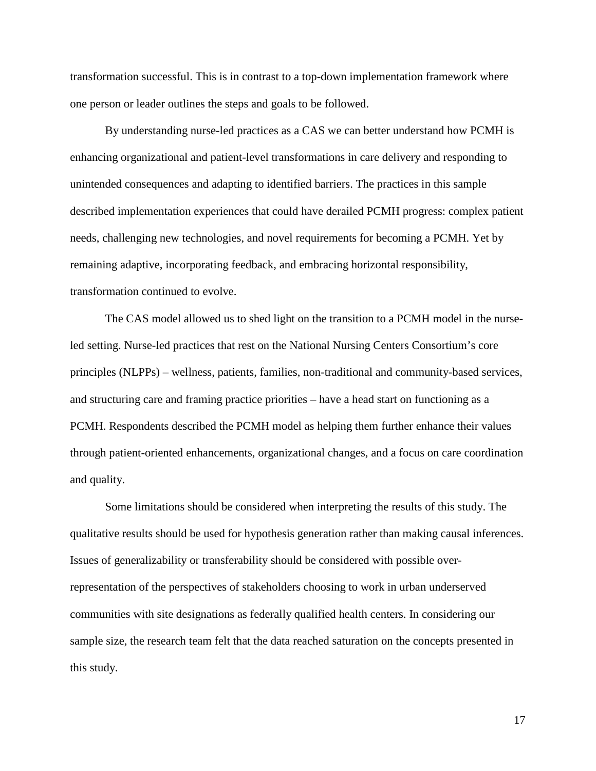transformation successful. This is in contrast to a top-down implementation framework where one person or leader outlines the steps and goals to be followed.

By understanding nurse-led practices as a CAS we can better understand how PCMH is enhancing organizational and patient-level transformations in care delivery and responding to unintended consequences and adapting to identified barriers. The practices in this sample described implementation experiences that could have derailed PCMH progress: complex patient needs, challenging new technologies, and novel requirements for becoming a PCMH. Yet by remaining adaptive, incorporating feedback, and embracing horizontal responsibility, transformation continued to evolve.

The CAS model allowed us to shed light on the transition to a PCMH model in the nurse-led setting. Nurse-led practices that rest on the National Nursing Centers Consortium's core principles (NLPPs) – wellness, patients, families, non-traditional and community-based services, and structuring care and framing practice priorities – have a head start on functioning as a PCMH. Respondents described the PCMH model as helping them further enhance their values through patient-oriented enhancements, organizational changes, and a focus on care coordination and quality.

Some limitations should be considered when interpreting the results of this study. The qualitative results should be used for hypothesis generation rather than making causal inferences. Issues of generalizability or transferability should be considered with possible over-representation of the perspectives of stakeholders choosing to work in urban underserved communities with site designations as federally qualified health centers. In considering our sample size, the research team felt that the data reached saturation on the concepts presented in this study.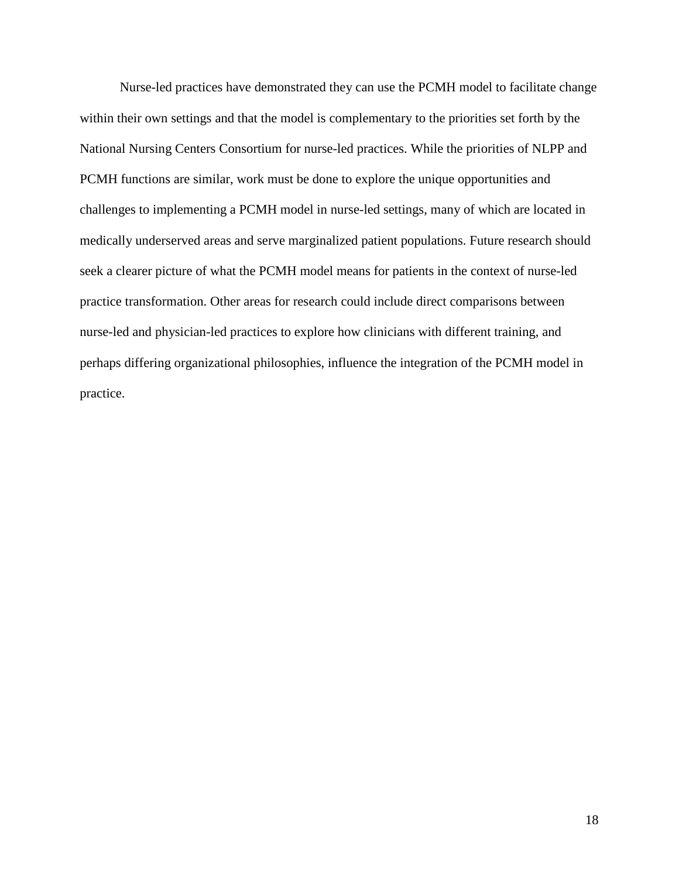Nurse-led practices have demonstrated they can use the PCMH model to facilitate change within their own settings and that the model is complementary to the priorities set forth by the National Nursing Centers Consortium for nurse-led practices. While the priorities of NLPP and PCMH functions are similar, work must be done to explore the unique opportunities and challenges to implementing a PCMH model in nurse-led settings, many of which are located in medically underserved areas and serve marginalized patient populations. Future research should seek a clearer picture of what the PCMH model means for patients in the context of nurse-led practice transformation. Other areas for research could include direct comparisons between nurse-led and physician-led practices to explore how clinicians with different training, and perhaps differing organizational philosophies, influence the integration of the PCMH model in practice.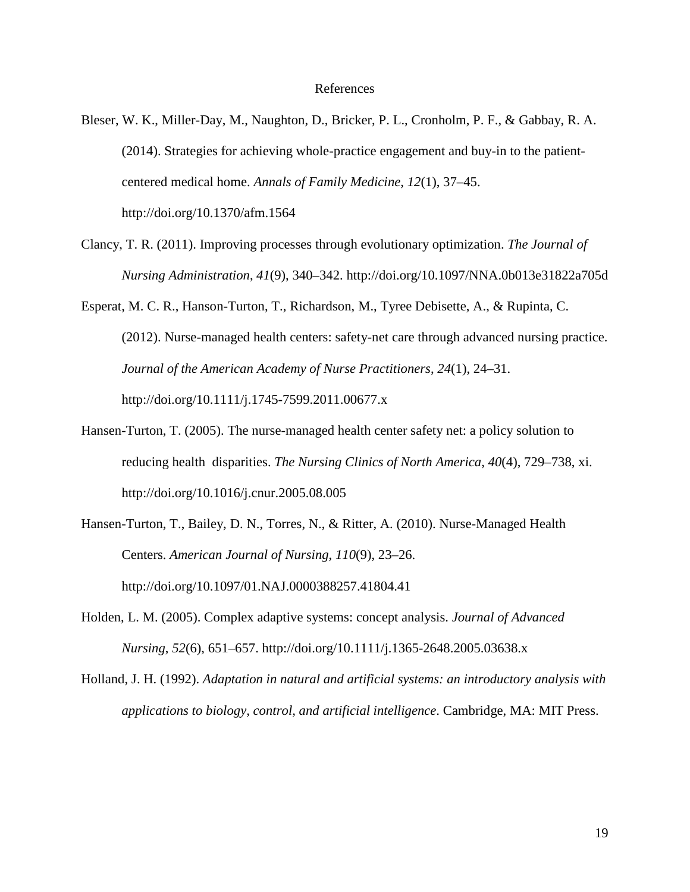# References

Bleser, W. K., Miller-Day, M., Naughton, D., Bricker, P. L., Cronholm, P. F., & Gabbay, R. A. (2014). Strategies for achieving whole-practice engagement and buy-in to the patient-centered medical home. *Annals of Family Medicine*, *12*(1), 37–45. http://doi.org/10.1370/afm.1564

Clancy, T. R. (2011). Improving processes through evolutionary optimization. *The Journal of Nursing Administration*, *41*(9), 340–342. http://doi.org/10.1097/NNA.0b013e31822a705d

Esperat, M. C. R., Hanson-Turton, T., Richardson, M., Tyree Debisette, A., & Rupinta, C. (2012). Nurse-managed health centers: safety-net care through advanced nursing practice. *Journal of the American Academy of Nurse Practitioners*, *24*(1), 24–31. http://doi.org/10.1111/j.1745-7599.2011.00677.x

Hansen-Turton, T. (2005). The nurse-managed health center safety net: a policy solution to reducing health disparities. *The Nursing Clinics of North America*, *40*(4), 729–738, xi. http://doi.org/10.1016/j.cnur.2005.08.005

Hansen-Turton, T., Bailey, D. N., Torres, N., & Ritter, A. (2010). Nurse-Managed Health Centers. *American Journal of Nursing*, *110*(9), 23–26. http://doi.org/10.1097/01.NAJ.0000388257.41804.41

Holden, L. M. (2005). Complex adaptive systems: concept analysis. *Journal of Advanced Nursing*, *52*(6), 651–657. http://doi.org/10.1111/j.1365-2648.2005.03638.x

Holland, J. H. (1992). *Adaptation in natural and artificial systems: an introductory analysis with applications to biology, control, and artificial intelligence*. Cambridge, MA: MIT Press.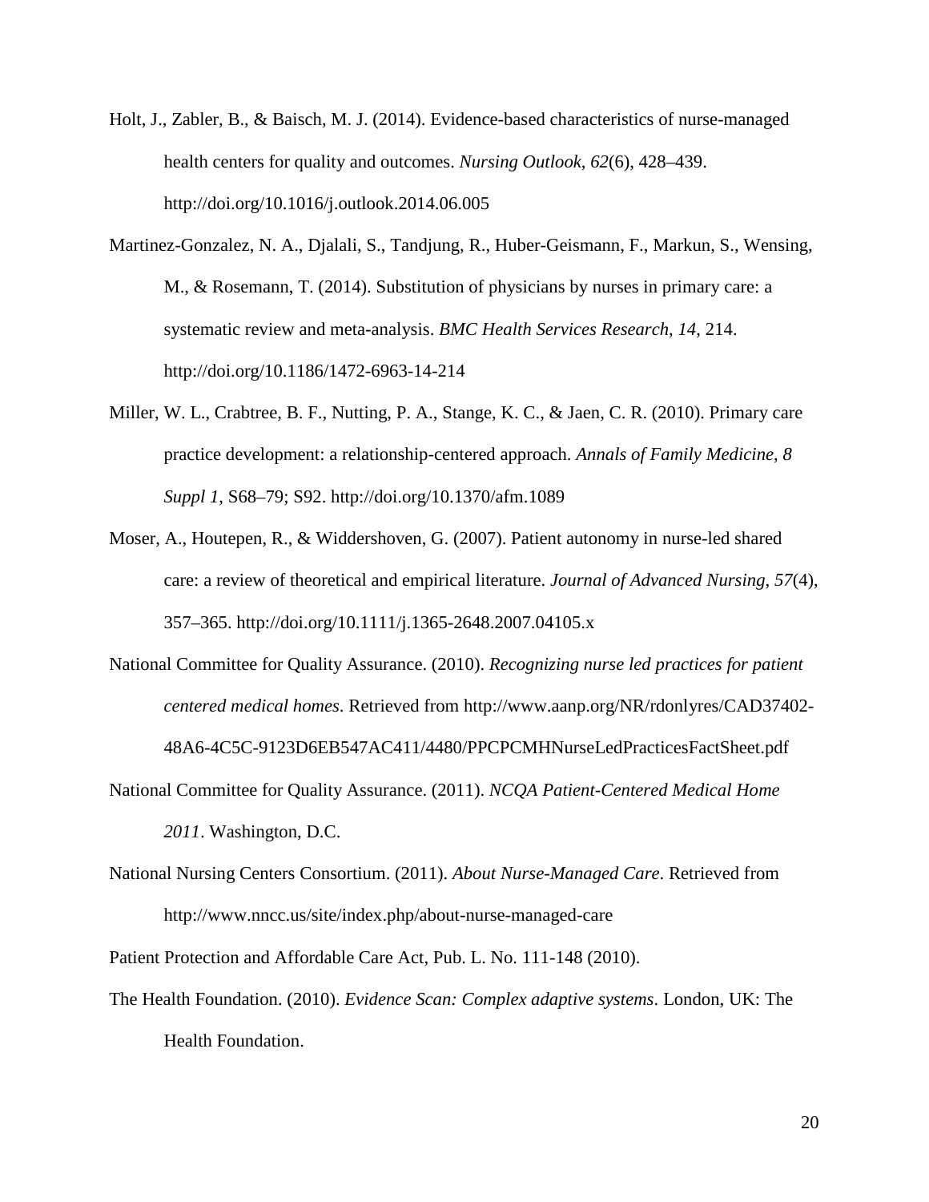Holt, J., Zabler, B., & Baisch, M. J. (2014). Evidence-based characteristics of nurse-managed health centers for quality and outcomes. *Nursing Outlook*, *62*(6), 428–439. http://doi.org/10.1016/j.outlook.2014.06.005

Martinez-Gonzalez, N. A., Djalali, S., Tandjung, R., Huber-Geismann, F., Markun, S., Wensing, M., & Rosemann, T. (2014). Substitution of physicians by nurses in primary care: a systematic review and meta-analysis. *BMC Health Services Research*, *14*, 214. http://doi.org/10.1186/1472-6963-14-214

Miller, W. L., Crabtree, B. F., Nutting, P. A., Stange, K. C., & Jaen, C. R. (2010). Primary care practice development: a relationship-centered approach. *Annals of Family Medicine*, *8 Suppl 1*, S68–79; S92. http://doi.org/10.1370/afm.1089

Moser, A., Houtepen, R., & Widdershoven, G. (2007). Patient autonomy in nurse-led shared care: a review of theoretical and empirical literature. *Journal of Advanced Nursing*, *57*(4), 357–365. http://doi.org/10.1111/j.1365-2648.2007.04105.x

National Committee for Quality Assurance. (2010). *Recognizing nurse led practices for patient centered medical homes*. Retrieved from http://www.aanp.org/NR/rdonlyres/CAD37402-48A6-4C5C-9123D6EB547AC411/4480/PPCPCMHNurseLedPracticesFactSheet.pdf

National Committee for Quality Assurance. (2011). *NCQA Patient-Centered Medical Home 2011*. Washington, D.C.

National Nursing Centers Consortium. (2011). *About Nurse-Managed Care*. Retrieved from http://www.nncc.us/site/index.php/about-nurse-managed-care

Patient Protection and Affordable Care Act, Pub. L. No. 111-148 (2010).

The Health Foundation. (2010). *Evidence Scan: Complex adaptive systems*. London, UK: The Health Foundation.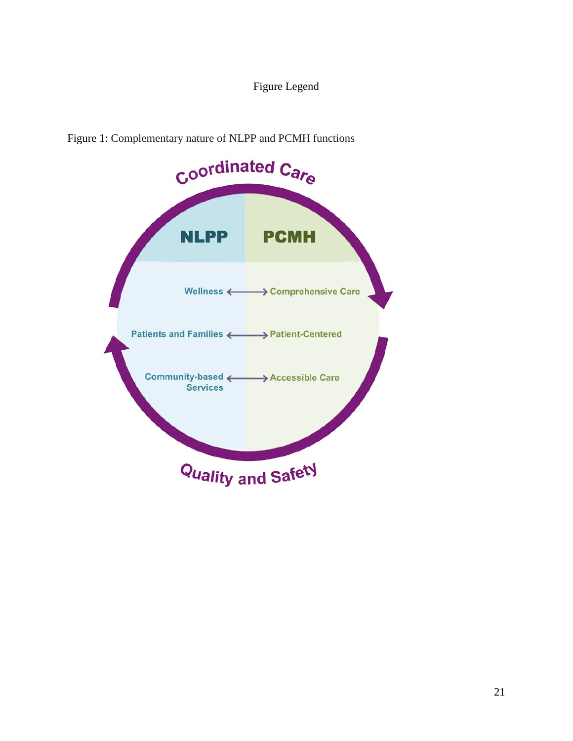Figure Legend

Figure 1: Complementary nature of NLPP and PCMH functions

Coordinated Care

NLPP

PCMH

Wellness ⟷ Comprehensive Care

Patients and Families ⟷ Patient-Centered

Community-based Services ⟷ Accessible Care

Quality and Safety